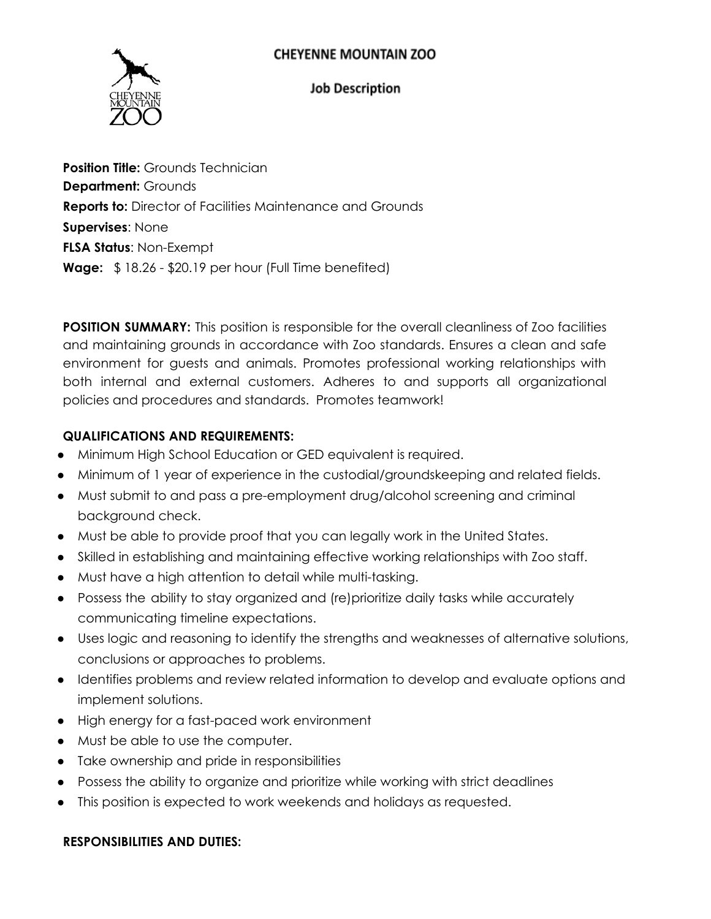# CHEYENNE MOUNTAIN ZOO

## Job Description

**Position Title:** Grounds Technician
**Department:** Grounds
**Reports to:** Director of Facilities Maintenance and Grounds
**Supervises**: None
**FLSA Status**: Non-Exempt
**Wage:** $ 18.26 - $20.19 per hour (Full Time benefited)

**POSITION SUMMARY:** This position is responsible for the overall cleanliness of Zoo facilities and maintaining grounds in accordance with Zoo standards. Ensures a clean and safe environment for guests and animals. Promotes professional working relationships with both internal and external customers. Adheres to and supports all organizational policies and procedures and standards. Promotes teamwork!

**QUALIFICATIONS AND REQUIREMENTS:**

- Minimum High School Education or GED equivalent is required.
- Minimum of 1 year of experience in the custodial/groundskeeping and related fields.
- Must submit to and pass a pre-employment drug/alcohol screening and criminal background check.
- Must be able to provide proof that you can legally work in the United States.
- Skilled in establishing and maintaining effective working relationships with Zoo staff.
- Must have a high attention to detail while multi-tasking.
- Possess the ability to stay organized and (re)prioritize daily tasks while accurately communicating timeline expectations.
- Uses logic and reasoning to identify the strengths and weaknesses of alternative solutions, conclusions or approaches to problems.
- Identifies problems and review related information to develop and evaluate options and implement solutions.
- High energy for a fast-paced work environment
- Must be able to use the computer.
- Take ownership and pride in responsibilities
- Possess the ability to organize and prioritize while working with strict deadlines
- This position is expected to work weekends and holidays as requested.

**RESPONSIBILITIES AND DUTIES:**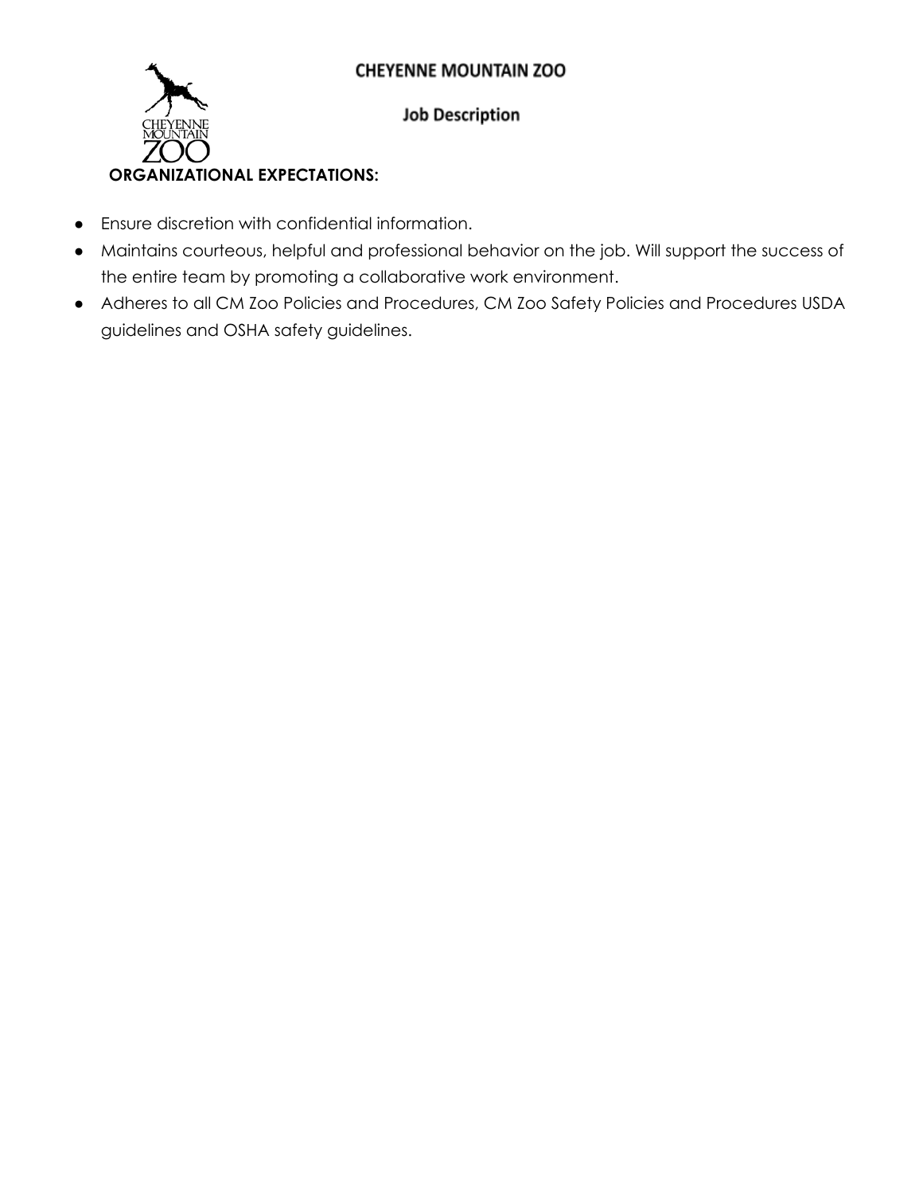## ORGANIZATIONAL EXPECTATIONS:

- Ensure discretion with confidential information.
- Maintains courteous, helpful and professional behavior on the job. Will support the success of the entire team by promoting a collaborative work environment.
- Adheres to all CM Zoo Policies and Procedures, CM Zoo Safety Policies and Procedures USDA guidelines and OSHA safety guidelines.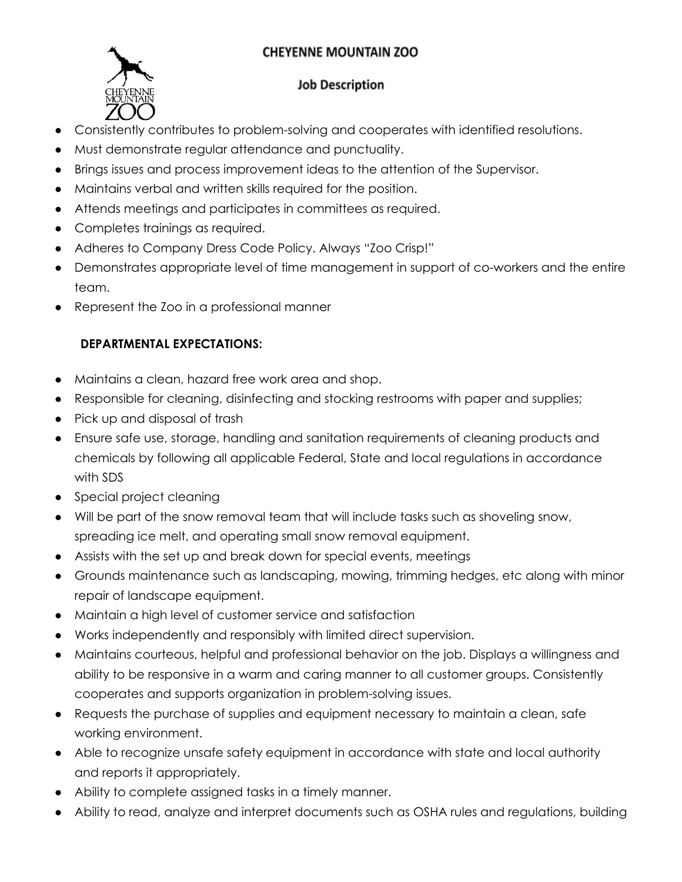- Consistently contributes to problem-solving and cooperates with identified resolutions.
- Must demonstrate regular attendance and punctuality.
- Brings issues and process improvement ideas to the attention of the Supervisor.
- Maintains verbal and written skills required for the position.
- Attends meetings and participates in committees as required.
- Completes trainings as required.
- Adheres to Company Dress Code Policy. Always "Zoo Crisp!"
- Demonstrates appropriate level of time management in support of co-workers and the entire team.
- Represent the Zoo in a professional manner

**DEPARTMENTAL EXPECTATIONS:**

- Maintains a clean, hazard free work area and shop.
- Responsible for cleaning, disinfecting and stocking restrooms with paper and supplies;
- Pick up and disposal of trash
- Ensure safe use, storage, handling and sanitation requirements of cleaning products and chemicals by following all applicable Federal, State and local regulations in accordance with SDS
- Special project cleaning
- Will be part of the snow removal team that will include tasks such as shoveling snow, spreading ice melt, and operating small snow removal equipment.
- Assists with the set up and break down for special events, meetings
- Grounds maintenance such as landscaping, mowing, trimming hedges, etc along with minor repair of landscape equipment.
- Maintain a high level of customer service and satisfaction
- Works independently and responsibly with limited direct supervision.
- Maintains courteous, helpful and professional behavior on the job. Displays a willingness and ability to be responsive in a warm and caring manner to all customer groups. Consistently cooperates and supports organization in problem-solving issues.
- Requests the purchase of supplies and equipment necessary to maintain a clean, safe working environment.
- Able to recognize unsafe safety equipment in accordance with state and local authority and reports it appropriately.
- Ability to complete assigned tasks in a timely manner.
- Ability to read, analyze and interpret documents such as OSHA rules and regulations, building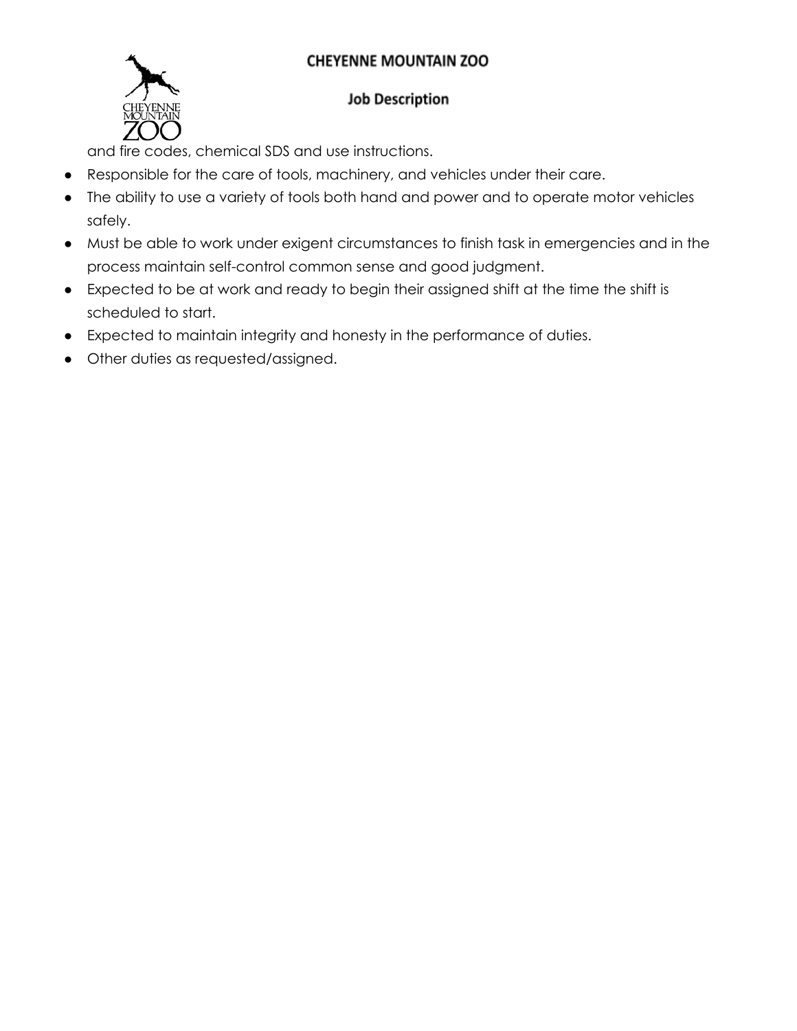and fire codes, chemical SDS and use instructions.

- Responsible for the care of tools, machinery, and vehicles under their care.
- The ability to use a variety of tools both hand and power and to operate motor vehicles safely.
- Must be able to work under exigent circumstances to finish task in emergencies and in the process maintain self-control common sense and good judgment.
- Expected to be at work and ready to begin their assigned shift at the time the shift is scheduled to start.
- Expected to maintain integrity and honesty in the performance of duties.
- Other duties as requested/assigned.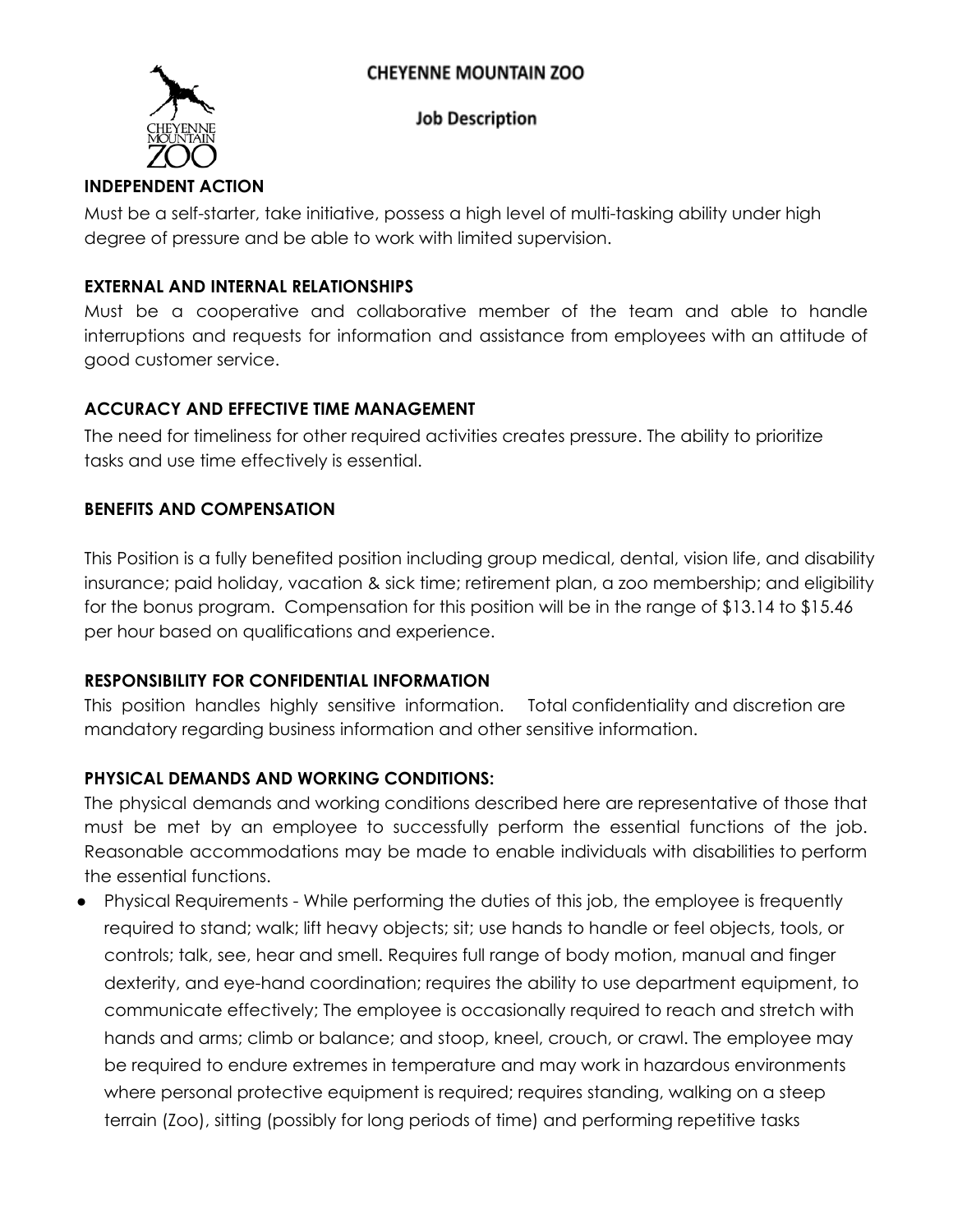### INDEPENDENT ACTION

Must be a self-starter, take initiative, possess a high level of multi-tasking ability under high degree of pressure and be able to work with limited supervision.

### EXTERNAL AND INTERNAL RELATIONSHIPS

Must be a cooperative and collaborative member of the team and able to handle interruptions and requests for information and assistance from employees with an attitude of good customer service.

### ACCURACY AND EFFECTIVE TIME MANAGEMENT

The need for timeliness for other required activities creates pressure. The ability to prioritize tasks and use time effectively is essential.

### BENEFITS AND COMPENSATION

This Position is a fully benefited position including group medical, dental, vision life, and disability insurance; paid holiday, vacation & sick time; retirement plan, a zoo membership; and eligibility for the bonus program. Compensation for this position will be in the range of $13.14 to $15.46 per hour based on qualifications and experience.

### RESPONSIBILITY FOR CONFIDENTIAL INFORMATION

This position handles highly sensitive information. Total confidentiality and discretion are mandatory regarding business information and other sensitive information.

### PHYSICAL DEMANDS AND WORKING CONDITIONS:

The physical demands and working conditions described here are representative of those that must be met by an employee to successfully perform the essential functions of the job. Reasonable accommodations may be made to enable individuals with disabilities to perform the essential functions.

- Physical Requirements - While performing the duties of this job, the employee is frequently required to stand; walk; lift heavy objects; sit; use hands to handle or feel objects, tools, or controls; talk, see, hear and smell. Requires full range of body motion, manual and finger dexterity, and eye-hand coordination; requires the ability to use department equipment, to communicate effectively; The employee is occasionally required to reach and stretch with hands and arms; climb or balance; and stoop, kneel, crouch, or crawl. The employee may be required to endure extremes in temperature and may work in hazardous environments where personal protective equipment is required; requires standing, walking on a steep terrain (Zoo), sitting (possibly for long periods of time) and performing repetitive tasks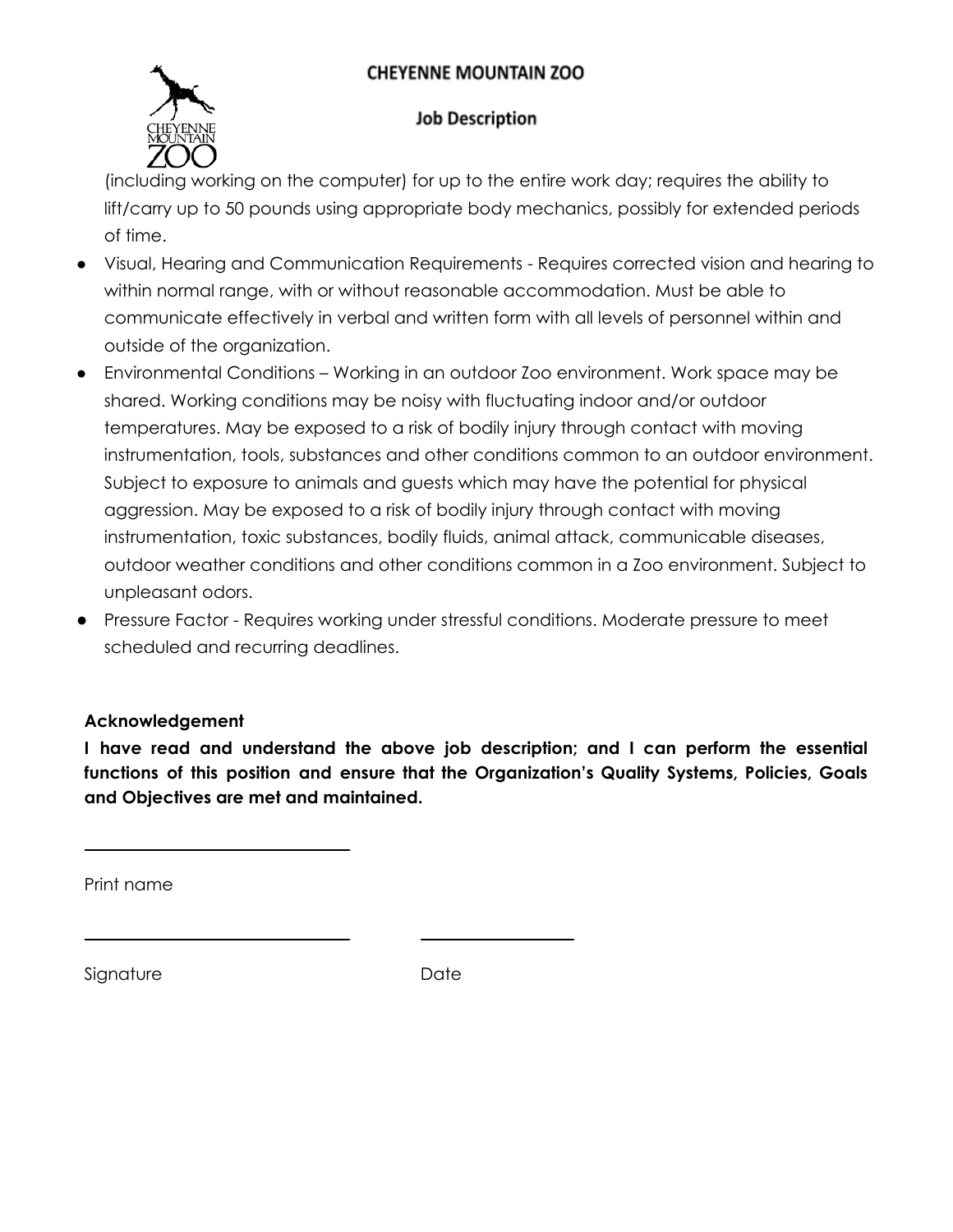(including working on the computer) for up to the entire work day; requires the ability to lift/carry up to 50 pounds using appropriate body mechanics, possibly for extended periods of time.

- Visual, Hearing and Communication Requirements - Requires corrected vision and hearing to within normal range, with or without reasonable accommodation. Must be able to communicate effectively in verbal and written form with all levels of personnel within and outside of the organization.
- Environmental Conditions – Working in an outdoor Zoo environment. Work space may be shared. Working conditions may be noisy with fluctuating indoor and/or outdoor temperatures. May be exposed to a risk of bodily injury through contact with moving instrumentation, tools, substances and other conditions common to an outdoor environment. Subject to exposure to animals and guests which may have the potential for physical aggression. May be exposed to a risk of bodily injury through contact with moving instrumentation, toxic substances, bodily fluids, animal attack, communicable diseases, outdoor weather conditions and other conditions common in a Zoo environment. Subject to unpleasant odors.
- Pressure Factor - Requires working under stressful conditions. Moderate pressure to meet scheduled and recurring deadlines.

**Acknowledgement**

**I have read and understand the above job description; and I can perform the essential functions of this position and ensure that the Organization's Quality Systems, Policies, Goals and Objectives are met and maintained.**

\_\_\_\_\_\_\_\_\_\_\_\_\_\_\_\_\_\_\_\_\_\_\_\_\_\_\_\_

Print name

\_\_\_\_\_\_\_\_\_\_\_\_\_\_\_\_\_\_\_\_\_\_\_\_\_\_\_\_ \_\_\_\_\_\_\_\_\_\_\_\_\_\_\_\_

Signature Date